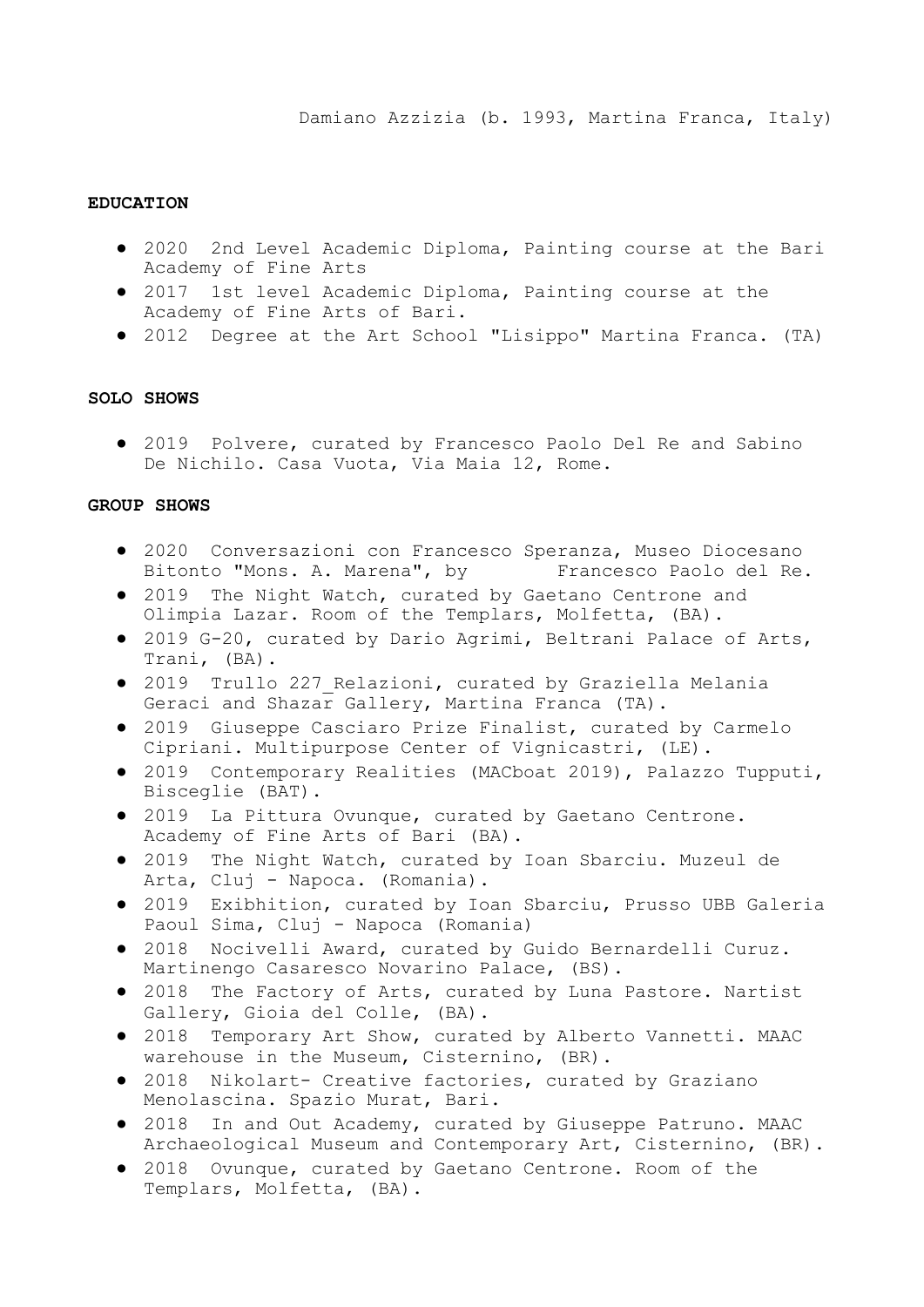Damiano Azzizia (b. 1993, Martina Franca, Italy)

**EDUCATION**

- 2020 2nd Level Academic Diploma, Painting course at the Bari Academy of Fine Arts
- 2017 1st level Academic Diploma, Painting course at the Academy of Fine Arts of Bari.
- 2012 Degree at the Art School "Lisippo" Martina Franca. (TA)

**SOLO SHOWS**

- 2019 Polvere, curated by Francesco Paolo Del Re and Sabino De Nichilo. Casa Vuota, Via Maia 12, Rome.

**GROUP SHOWS**

- 2020 Conversazioni con Francesco Speranza, Museo Diocesano Bitonto "Mons. A. Marena", by Francesco Paolo del Re.
- 2019 The Night Watch, curated by Gaetano Centrone and Olimpia Lazar. Room of the Templars, Molfetta, (BA).
- 2019 G-20, curated by Dario Agrimi, Beltrani Palace of Arts, Trani, (BA).
- 2019 Trullo 227_Relazioni, curated by Graziella Melania Geraci and Shazar Gallery, Martina Franca (TA).
- 2019 Giuseppe Casciaro Prize Finalist, curated by Carmelo Cipriani. Multipurpose Center of Vignicastri, (LE).
- 2019 Contemporary Realities (MACboat 2019), Palazzo Tupputi, Bisceglie (BAT).
- 2019 La Pittura Ovunque, curated by Gaetano Centrone. Academy of Fine Arts of Bari (BA).
- 2019 The Night Watch, curated by Ioan Sbarciu. Muzeul de Arta, Cluj - Napoca. (Romania).
- 2019 Exibhition, curated by Ioan Sbarciu, Prusso UBB Galeria Paoul Sima, Cluj - Napoca (Romania)
- 2018 Nocivelli Award, curated by Guido Bernardelli Curuz. Martinengo Casaresco Novarino Palace, (BS).
- 2018 The Factory of Arts, curated by Luna Pastore. Nartist Gallery, Gioia del Colle, (BA).
- 2018 Temporary Art Show, curated by Alberto Vannetti. MAAC warehouse in the Museum, Cisternino, (BR).
- 2018 Nikolart- Creative factories, curated by Graziano Menolascina. Spazio Murat, Bari.
- 2018 In and Out Academy, curated by Giuseppe Patruno. MAAC Archaeological Museum and Contemporary Art, Cisternino, (BR).
- 2018 Ovunque, curated by Gaetano Centrone. Room of the Templars, Molfetta, (BA).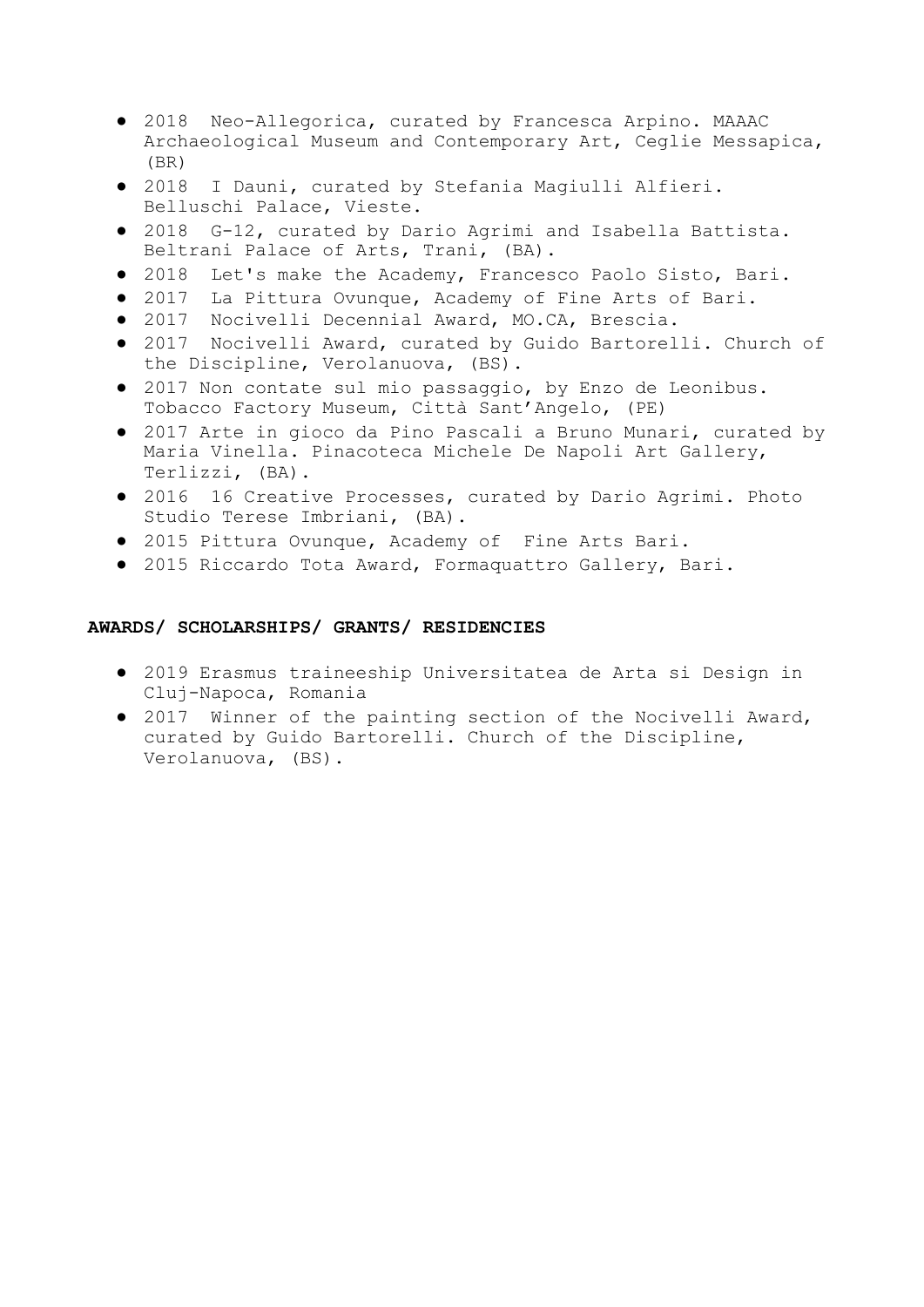- 2018 Neo-Allegorica, curated by Francesca Arpino. MAAAC Archaeological Museum and Contemporary Art, Ceglie Messapica, (BR)
- 2018 I Dauni, curated by Stefania Magiulli Alfieri. Belluschi Palace, Vieste.
- 2018 G-12, curated by Dario Agrimi and Isabella Battista. Beltrani Palace of Arts, Trani, (BA).
- 2018 Let's make the Academy, Francesco Paolo Sisto, Bari.
- 2017 La Pittura Ovunque, Academy of Fine Arts of Bari.
- 2017 Nocivelli Decennial Award, MO.CA, Brescia.
- 2017 Nocivelli Award, curated by Guido Bartorelli. Church of the Discipline, Verolanuova, (BS).
- 2017 Non contate sul mio passaggio, by Enzo de Leonibus. Tobacco Factory Museum, Città Sant'Angelo, (PE)
- 2017 Arte in gioco da Pino Pascali a Bruno Munari, curated by Maria Vinella. Pinacoteca Michele De Napoli Art Gallery, Terlizzi, (BA).
- 2016 16 Creative Processes, curated by Dario Agrimi. Photo Studio Terese Imbriani, (BA).
- 2015 Pittura Ovunque, Academy of Fine Arts Bari.
- 2015 Riccardo Tota Award, Formaquattro Gallery, Bari.

**AWARDS/ SCHOLARSHIPS/ GRANTS/ RESIDENCIES**

- 2019 Erasmus traineeship Universitatea de Arta si Design in Cluj-Napoca, Romania
- 2017 Winner of the painting section of the Nocivelli Award, curated by Guido Bartorelli. Church of the Discipline, Verolanuova, (BS).